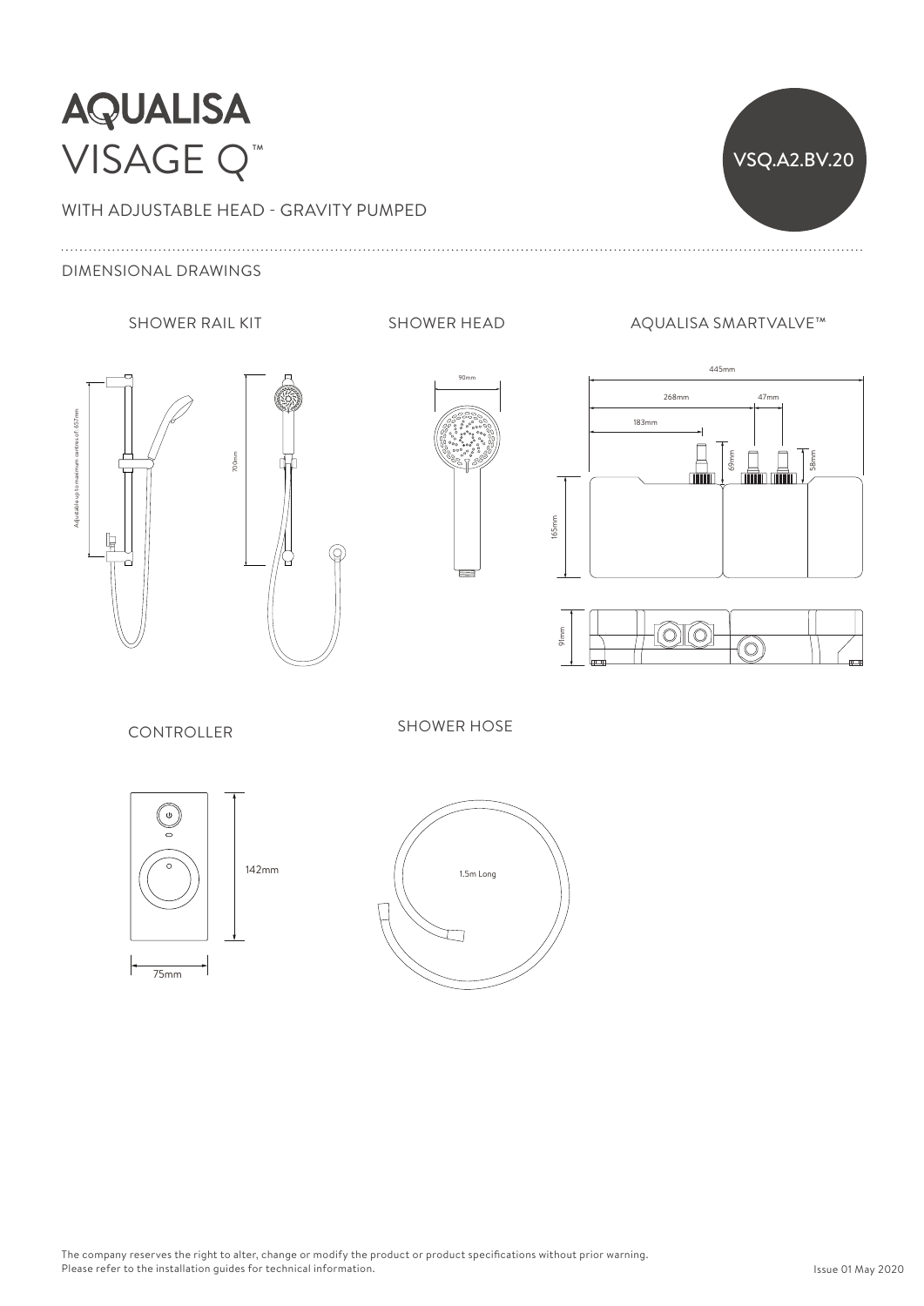# AQUALISA

# VISAGE Q™

VSQ.A2.BV.20

WITH ADJUSTABLE HEAD - GRAVITY PUMPED

## DIMENSIONAL DRAWINGS

### SHOWER RAIL KIT

Adjustable up to maximum centres of 657mm

700mm

### SHOWER HEAD

90mm

### AQUALISA SMARTVALVE™

445mm

268mm

47mm

183mm

69mm

58mm

165mm

91mm

### CONTROLLER

142mm

75mm

### SHOWER HOSE

1.5m Long

The company reserves the right to alter, change or modify the product or product specifications without prior warning.
Please refer to the installation guides for technical information.

Issue 01 May 2020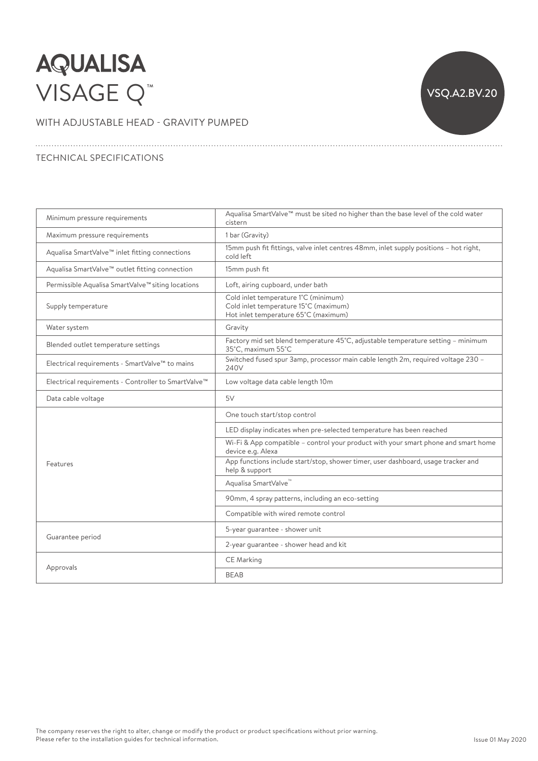# AQUALISA

# VISAGE Q™

VSQ.A2.BV.20

WITH ADJUSTABLE HEAD - GRAVITY PUMPED

TECHNICAL SPECIFICATIONS

| | |
|---|---|
| Minimum pressure requirements | Aqualisa SmartValve™ must be sited no higher than the base level of the cold water cistern |
| Maximum pressure requirements | 1 bar (Gravity) |
| Aqualisa SmartValve™ inlet fitting connections | 15mm push fit fittings, valve inlet centres 48mm, inlet supply positions – hot right, cold left |
| Aqualisa SmartValve™ outlet fitting connection | 15mm push fit |
| Permissible Aqualisa SmartValve™ siting locations | Loft, airing cupboard, under bath |
| Supply temperature | Cold inlet temperature 1°C (minimum)<br>Cold inlet temperature 15°C (maximum)<br>Hot inlet temperature 65°C (maximum) |
| Water system | Gravity |
| Blended outlet temperature settings | Factory mid set blend temperature 45°C, adjustable temperature setting – minimum 35°C, maximum 55°C |
| Electrical requirements - SmartValve™ to mains | Switched fused spur 3amp, processor main cable length 2m, required voltage 230 – 240V |
| Electrical requirements - Controller to SmartValve™ | Low voltage data cable length 10m |
| Data cable voltage | 5V |
| Features | One touch start/stop control |
| | LED display indicates when pre-selected temperature has been reached |
| | Wi-Fi & App compatible – control your product with your smart phone and smart home device e.g. Alexa |
| | App functions include start/stop, shower timer, user dashboard, usage tracker and help & support |
| | Aqualisa SmartValve™ |
| | 90mm, 4 spray patterns, including an eco-setting |
| | Compatible with wired remote control |
| Guarantee period | 5-year guarantee - shower unit |
| | 2-year guarantee - shower head and kit |
| Approvals | CE Marking |
| | BEAB |

The company reserves the right to alter, change or modify the product or product specifications without prior warning.
Please refer to the installation guides for technical information.

Issue 01 May 2020